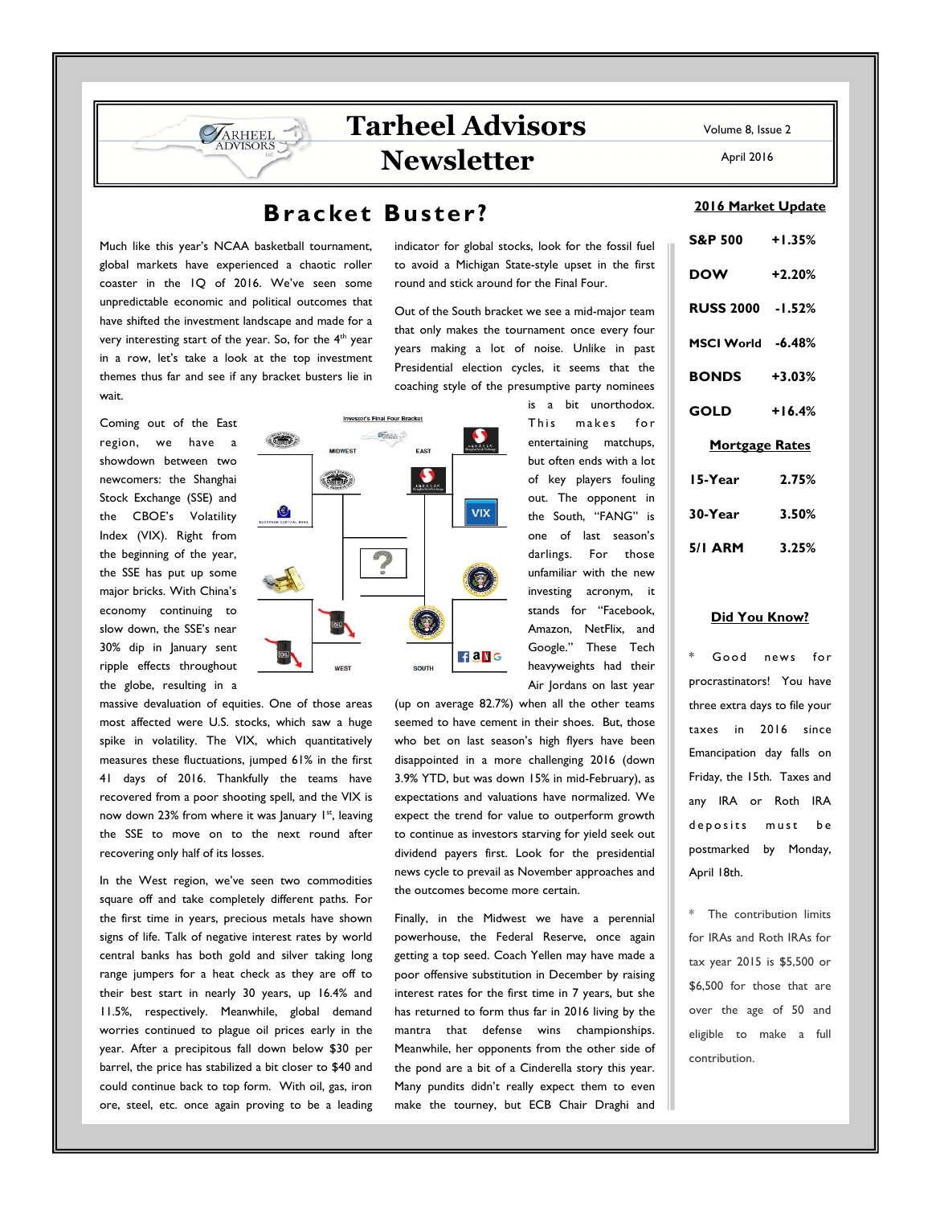# Tarheel Advisors Newsletter

Volume 8, Issue 2

April 2016

## Bracket Buster?

Much like this year's NCAA basketball tournament, global markets have experienced a chaotic roller coaster in the 1Q of 2016. We've seen some unpredictable economic and political outcomes that have shifted the investment landscape and made for a very interesting start of the year. So, for the 4th year in a row, let's take a look at the top investment themes thus far and see if any bracket busters lie in wait.

Coming out of the East region, we have a showdown between two newcomers: the Shanghai Stock Exchange (SSE) and the CBOE's Volatility Index (VIX). Right from the beginning of the year, the SSE has put up some major bricks. With China's economy continuing to slow down, the SSE's near 30% dip in January sent ripple effects throughout the globe, resulting in a massive devaluation of equities. One of those areas most affected were U.S. stocks, which saw a huge spike in volatility. The VIX, which quantitatively measures these fluctuations, jumped 61% in the first 41 days of 2016. Thankfully the teams have recovered from a poor shooting spell, and the VIX is now down 23% from where it was January 1st, leaving the SSE to move on to the next round after recovering only half of its losses.

In the West region, we've seen two commodities square off and take completely different paths. For the first time in years, precious metals have shown signs of life. Talk of negative interest rates by world central banks has both gold and silver taking long range jumpers for a heat check as they are off to their best start in nearly 30 years, up 16.4% and 11.5%, respectively. Meanwhile, global demand worries continued to plague oil prices early in the year. After a precipitous fall down below $30 per barrel, the price has stabilized a bit closer to $40 and could continue back to top form. With oil, gas, iron ore, steel, etc. once again proving to be a leading indicator for global stocks, look for the fossil fuel to avoid a Michigan State-style upset in the first round and stick around for the Final Four.

Out of the South bracket we see a mid-major team that only makes the tournament once every four years making a lot of noise. Unlike in past Presidential election cycles, it seems that the coaching style of the presumptive party nominees is a bit unorthodox. This makes for entertaining matchups, but often ends with a lot of key players fouling out. The opponent in the South, "FANG" is one of last season's darlings. For those unfamiliar with the new investing acronym, it stands for "Facebook, Amazon, NetFlix, and Google." These Tech heavyweights had their Air Jordans on last year (up on average 82.7%) when all the other teams seemed to have cement in their shoes. But, those who bet on last season's high flyers have been disappointed in a more challenging 2016 (down 3.9% YTD, but was down 15% in mid-February), as expectations and valuations have normalized. We expect the trend for value to outperform growth to continue as investors starving for yield seek out dividend payers first. Look for the presidential news cycle to prevail as November approaches and the outcomes become more certain.

Finally, in the Midwest we have a perennial powerhouse, the Federal Reserve, once again getting a top seed. Coach Yellen may have made a poor offensive substitution in December by raising interest rates for the first time in 7 years, but she has returned to form thus far in 2016 living by the mantra that defense wins championships. Meanwhile, her opponents from the other side of the pond are a bit of a Cinderella story this year. Many pundits didn't really expect them to even make the tourney, but ECB Chair Draghi and

### 2016 Market Update

| | |
|---|---|
| S&P 500 | +1.35% |
| DOW | +2.20% |
| RUSS 2000 | -1.52% |
| MSCI World | -6.48% |
| BONDS | +3.03% |
| GOLD | +16.4% |

### Mortgage Rates

| | |
|---|---|
| 15-Year | 2.75% |
| 30-Year | 3.50% |
| 5/1 ARM | 3.25% |

### Did You Know?

* Good news for procrastinators! You have three extra days to file your taxes in 2016 since Emancipation day falls on Friday, the 15th. Taxes and any IRA or Roth IRA deposits must be postmarked by Monday, April 18th.

* The contribution limits for IRAs and Roth IRAs for tax year 2015 is $5,500 or $6,500 for those that are over the age of 50 and eligible to make a full contribution.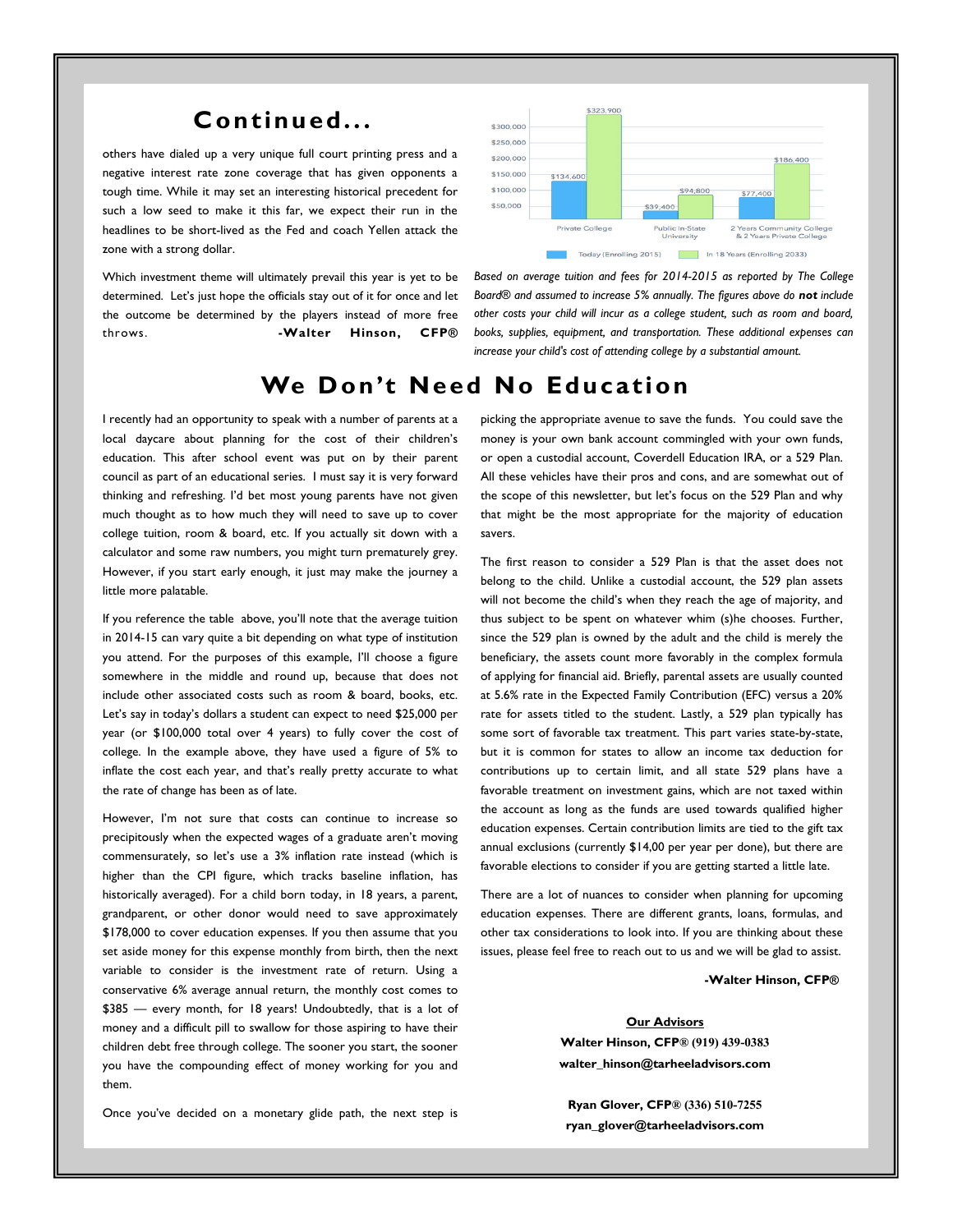# Continued...

others have dialed up a very unique full court printing press and a negative interest rate zone coverage that has given opponents a tough time. While it may set an interesting historical precedent for such a low seed to make it this far, we expect their run in the headlines to be short-lived as the Fed and coach Yellen attack the zone with a strong dollar.

Which investment theme will ultimately prevail this year is yet to be determined. Let's just hope the officials stay out of it for once and let the outcome be determined by the players instead of more free throws. **-Walter Hinson, CFP®**

$323,900
$300,000
$250,000
$200,000
$150,000
$100,000
$50,000
$134,600
$39,400
$94,800
$77,400
$186,400
Private College
Public In-State University
2 Years Community College & 2 Years Private College
Today (Enrolling 2015)
In 18 Years (Enrolling 2033)

*Based on average tuition and fees for 2014-2015 as reported by The College Board® and assumed to increase 5% annually. The figures above do **not** include other costs your child will incur as a college student, such as room and board, books, supplies, equipment, and transportation. These additional expenses can increase your child's cost of attending college by a substantial amount.*

# We Don't Need No Education

I recently had an opportunity to speak with a number of parents at a local daycare about planning for the cost of their children's education. This after school event was put on by their parent council as part of an educational series. I must say it is very forward thinking and refreshing. I'd bet most young parents have not given much thought as to how much they will need to save up to cover college tuition, room & board, etc. If you actually sit down with a calculator and some raw numbers, you might turn prematurely grey. However, if you start early enough, it just may make the journey a little more palatable.

If you reference the table above, you'll note that the average tuition in 2014-15 can vary quite a bit depending on what type of institution you attend. For the purposes of this example, I'll choose a figure somewhere in the middle and round up, because that does not include other associated costs such as room & board, books, etc. Let's say in today's dollars a student can expect to need $25,000 per year (or $100,000 total over 4 years) to fully cover the cost of college. In the example above, they have used a figure of 5% to inflate the cost each year, and that's really pretty accurate to what the rate of change has been as of late.

However, I'm not sure that costs can continue to increase so precipitously when the expected wages of a graduate aren't moving commensurately, so let's use a 3% inflation rate instead (which is higher than the CPI figure, which tracks baseline inflation, has historically averaged). For a child born today, in 18 years, a parent, grandparent, or other donor would need to save approximately $178,000 to cover education expenses. If you then assume that you set aside money for this expense monthly from birth, then the next variable to consider is the investment rate of return. Using a conservative 6% average annual return, the monthly cost comes to $385 — every month, for 18 years! Undoubtedly, that is a lot of money and a difficult pill to swallow for those aspiring to have their children debt free through college. The sooner you start, the sooner you have the compounding effect of money working for you and them.

Once you've decided on a monetary glide path, the next step is picking the appropriate avenue to save the funds. You could save the money is your own bank account commingled with your own funds, or open a custodial account, Coverdell Education IRA, or a 529 Plan. All these vehicles have their pros and cons, and are somewhat out of the scope of this newsletter, but let's focus on the 529 Plan and why that might be the most appropriate for the majority of education savers.

The first reason to consider a 529 Plan is that the asset does not belong to the child. Unlike a custodial account, the 529 plan assets will not become the child's when they reach the age of majority, and thus subject to be spent on whatever whim (s)he chooses. Further, since the 529 plan is owned by the adult and the child is merely the beneficiary, the assets count more favorably in the complex formula of applying for financial aid. Briefly, parental assets are usually counted at 5.6% rate in the Expected Family Contribution (EFC) versus a 20% rate for assets titled to the student. Lastly, a 529 plan typically has some sort of favorable tax treatment. This part varies state-by-state, but it is common for states to allow an income tax deduction for contributions up to certain limit, and all state 529 plans have a favorable treatment on investment gains, which are not taxed within the account as long as the funds are used towards qualified higher education expenses. Certain contribution limits are tied to the gift tax annual exclusions (currently $14,00 per year per done), but there are favorable elections to consider if you are getting started a little late.

There are a lot of nuances to consider when planning for upcoming education expenses. There are different grants, loans, formulas, and other tax considerations to look into. If you are thinking about these issues, please feel free to reach out to us and we will be glad to assist.

**-Walter Hinson, CFP®**

**Our Advisors**

**Walter Hinson, CFP® (919) 439-0383**
**walter_hinson@tarheeladvisors.com**

**Ryan Glover, CFP® (336) 510-7255**
**ryan_glover@tarheeladvisors.com**